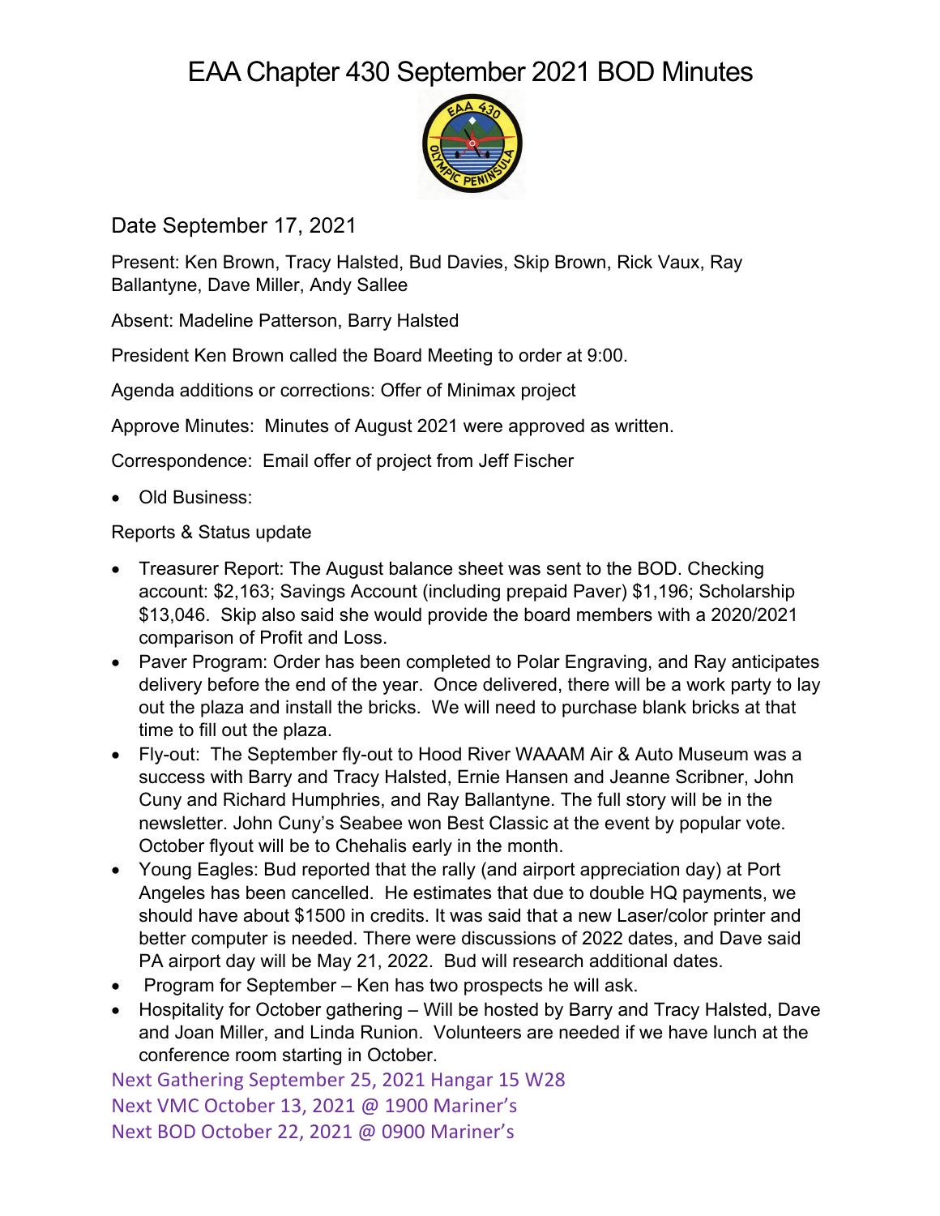# EAA Chapter 430 September 2021 BOD Minutes

Date September 17, 2021

Present: Ken Brown, Tracy Halsted, Bud Davies, Skip Brown, Rick Vaux, Ray Ballantyne, Dave Miller, Andy Sallee

Absent: Madeline Patterson, Barry Halsted

President Ken Brown called the Board Meeting to order at 9:00.

Agenda additions or corrections: Offer of Minimax project

Approve Minutes: Minutes of August 2021 were approved as written.

Correspondence: Email offer of project from Jeff Fischer

- Old Business:

Reports & Status update

- Treasurer Report: The August balance sheet was sent to the BOD. Checking account: $2,163; Savings Account (including prepaid Paver) $1,196; Scholarship $13,046. Skip also said she would provide the board members with a 2020/2021 comparison of Profit and Loss.
- Paver Program: Order has been completed to Polar Engraving, and Ray anticipates delivery before the end of the year. Once delivered, there will be a work party to lay out the plaza and install the bricks. We will need to purchase blank bricks at that time to fill out the plaza.
- Fly-out: The September fly-out to Hood River WAAAM Air & Auto Museum was a success with Barry and Tracy Halsted, Ernie Hansen and Jeanne Scribner, John Cuny and Richard Humphries, and Ray Ballantyne. The full story will be in the newsletter. John Cuny's Seabee won Best Classic at the event by popular vote. October flyout will be to Chehalis early in the month.
- Young Eagles: Bud reported that the rally (and airport appreciation day) at Port Angeles has been cancelled. He estimates that due to double HQ payments, we should have about $1500 in credits. It was said that a new Laser/color printer and better computer is needed. There were discussions of 2022 dates, and Dave said PA airport day will be May 21, 2022. Bud will research additional dates.
- Program for September – Ken has two prospects he will ask.
- Hospitality for October gathering – Will be hosted by Barry and Tracy Halsted, Dave and Joan Miller, and Linda Runion. Volunteers are needed if we have lunch at the conference room starting in October.

Next Gathering September 25, 2021 Hangar 15 W28
Next VMC October 13, 2021 @ 1900 Mariner's
Next BOD October 22, 2021 @ 0900 Mariner's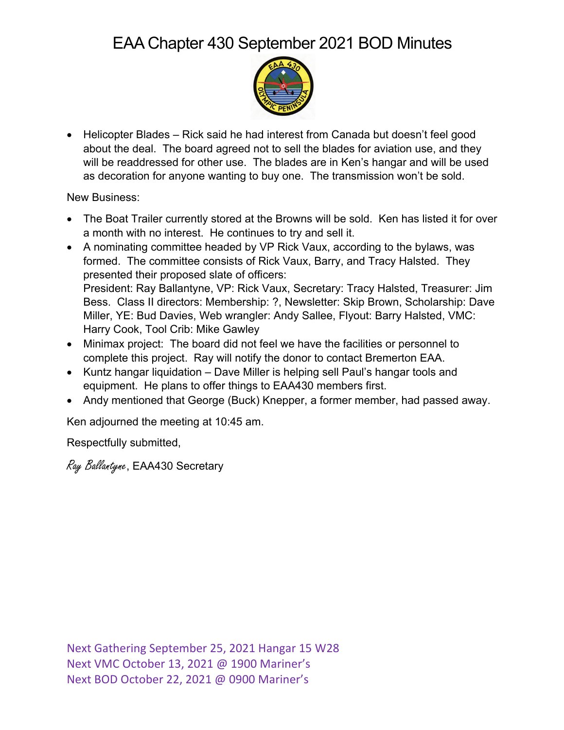# EAA Chapter 430 September 2021 BOD Minutes

- Helicopter Blades – Rick said he had interest from Canada but doesn't feel good about the deal. The board agreed not to sell the blades for aviation use, and they will be readdressed for other use. The blades are in Ken's hangar and will be used as decoration for anyone wanting to buy one. The transmission won't be sold.

New Business:

- The Boat Trailer currently stored at the Browns will be sold. Ken has listed it for over a month with no interest. He continues to try and sell it.
- A nominating committee headed by VP Rick Vaux, according to the bylaws, was formed. The committee consists of Rick Vaux, Barry, and Tracy Halsted. They presented their proposed slate of officers:
  President: Ray Ballantyne, VP: Rick Vaux, Secretary: Tracy Halsted, Treasurer: Jim Bess. Class II directors: Membership: ?, Newsletter: Skip Brown, Scholarship: Dave Miller, YE: Bud Davies, Web wrangler: Andy Sallee, Flyout: Barry Halsted, VMC: Harry Cook, Tool Crib: Mike Gawley
- Minimax project: The board did not feel we have the facilities or personnel to complete this project. Ray will notify the donor to contact Bremerton EAA.
- Kuntz hangar liquidation – Dave Miller is helping sell Paul's hangar tools and equipment. He plans to offer things to EAA430 members first.
- Andy mentioned that George (Buck) Knepper, a former member, had passed away.

Ken adjourned the meeting at 10:45 am.

Respectfully submitted,

*Ray Ballantyne*, EAA430 Secretary

Next Gathering September 25, 2021 Hangar 15 W28
Next VMC October 13, 2021 @ 1900 Mariner's
Next BOD October 22, 2021 @ 0900 Mariner's